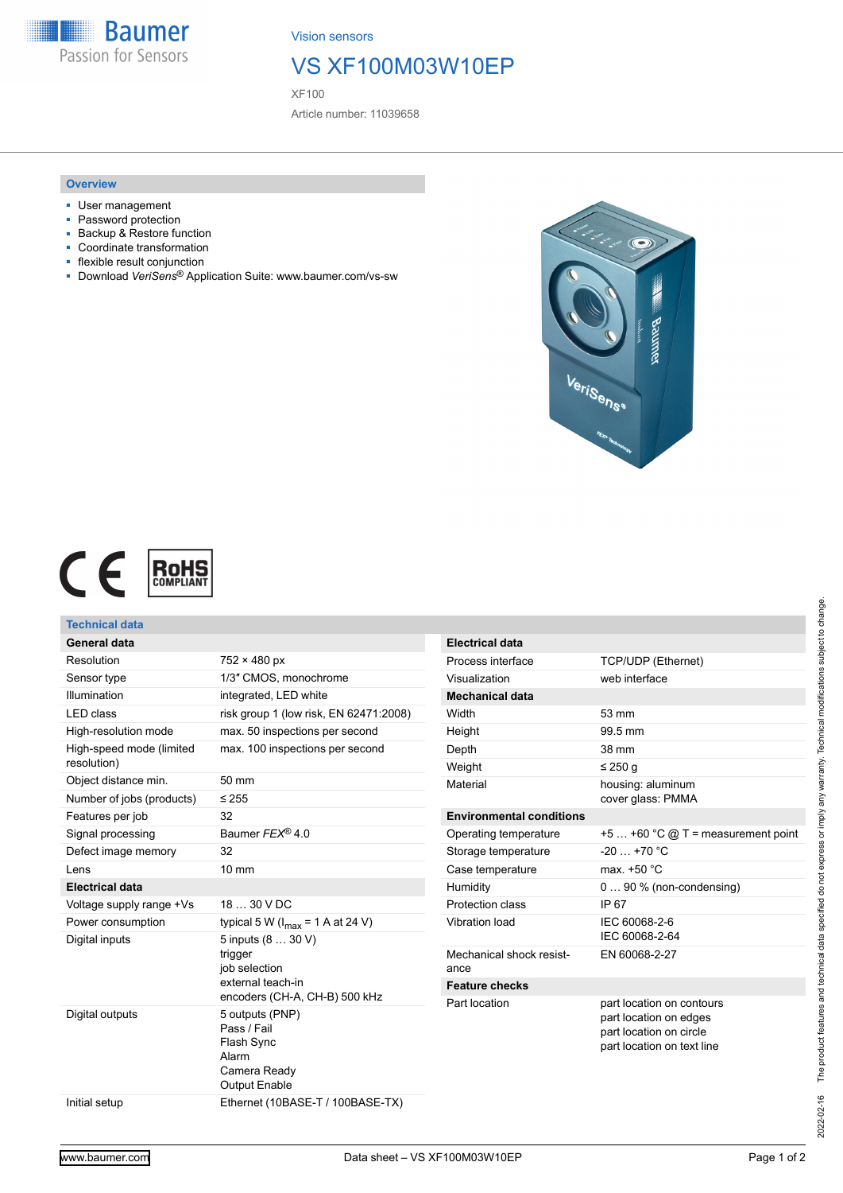Vision sensors

# VS XF100M03W10EP

XF100

Article number: 11039658

## Overview

- User management
- Password protection
- Backup & Restore function
- Coordinate transformation
- flexible result conjunction
- Download *VeriSens*® Application Suite: www.baumer.com/vs-sw

## Technical data

| General data | |
|---|---|
| Resolution | 752 × 480 px |
| Sensor type | 1/3″ CMOS, monochrome |
| Illumination | integrated, LED white |
| LED class | risk group 1 (low risk, EN 62471:2008) |
| High-resolution mode | max. 50 inspections per second |
| High-speed mode (limited resolution) | max. 100 inspections per second |
| Object distance min. | 50 mm |
| Number of jobs (products) | ≤ 255 |
| Features per job | 32 |
| Signal processing | Baumer *FEX*® 4.0 |
| Defect image memory | 32 |
| Lens | 10 mm |
| **Electrical data** | |
| Voltage supply range +Vs | 18 … 30 V DC |
| Power consumption | typical 5 W ($I_{max}$ = 1 A at 24 V) |
| Digital inputs | 5 inputs (8 … 30 V)<br>trigger<br>job selection<br>external teach-in<br>encoders (CH-A, CH-B) 500 kHz |
| Digital outputs | 5 outputs (PNP)<br>Pass / Fail<br>Flash Sync<br>Alarm<br>Camera Ready<br>Output Enable |
| Initial setup | Ethernet (10BASE-T / 100BASE-TX) |

| Electrical data | |
|---|---|
| Process interface | TCP/UDP (Ethernet) |
| Visualization | web interface |
| **Mechanical data** | |
| Width | 53 mm |
| Height | 99.5 mm |
| Depth | 38 mm |
| Weight | ≤ 250 g |
| Material | housing: aluminum<br>cover glass: PMMA |
| **Environmental conditions** | |
| Operating temperature | +5 … +60 °C @ T = measurement point |
| Storage temperature | -20 … +70 °C |
| Case temperature | max. +50 °C |
| Humidity | 0 … 90 % (non-condensing) |
| Protection class | IP 67 |
| Vibration load | IEC 60068-2-6<br>IEC 60068-2-64 |
| Mechanical shock resistance | EN 60068-2-27 |
| **Feature checks** | |
| Part location | part location on contours<br>part location on edges<br>part location on circle<br>part location on text line |

2022-02-16 The product features and technical data specified do not express or imply any warranty. Technical modifications subject to change.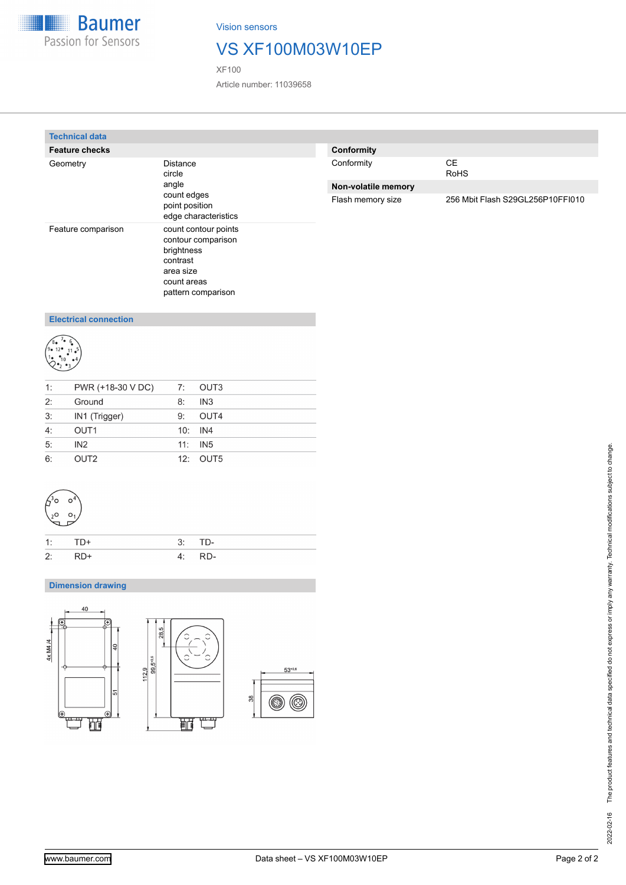Vision sensors

# VS XF100M03W10EP

XF100

Article number: 11039658

## Technical data

### Feature checks

| | |
|---|---|
| Geometry | Distance<br>circle<br>angle<br>count edges<br>point position<br>edge characteristics |
| Feature comparison | count contour points<br>contour comparison<br>brightness<br>contrast<br>area size<br>count areas<br>pattern comparison |

### Conformity

| | |
|---|---|
| Conformity | CE<br>RoHS |

### Non-volatile memory

| | |
|---|---|
| Flash memory size | 256 Mbit Flash S29GL256P10FFI010 |

## Electrical connection

| | | | |
|---|---|---|---|
| 1: | PWR (+18-30 V DC) | 7: | OUT3 |
| 2: | Ground | 8: | IN3 |
| 3: | IN1 (Trigger) | 9: | OUT4 |
| 4: | OUT1 | 10: | IN4 |
| 5: | IN2 | 11: | IN5 |
| 6: | OUT2 | 12: | OUT5 |

| | | | |
|---|---|---|---|
| 1: | TD+ | 3: | TD- |
| 2: | RD+ | 4: | RD- |

## Dimension drawing

40

4x M4 /4

40

51

28,5

112,9

99,5 ±0,6

53 ±0,6

38

2022-02-16 The product features and technical data specified do not express or imply any warranty. Technical modifications subject to change.

www.baumer.com

Data sheet – VS XF100M03W10EP